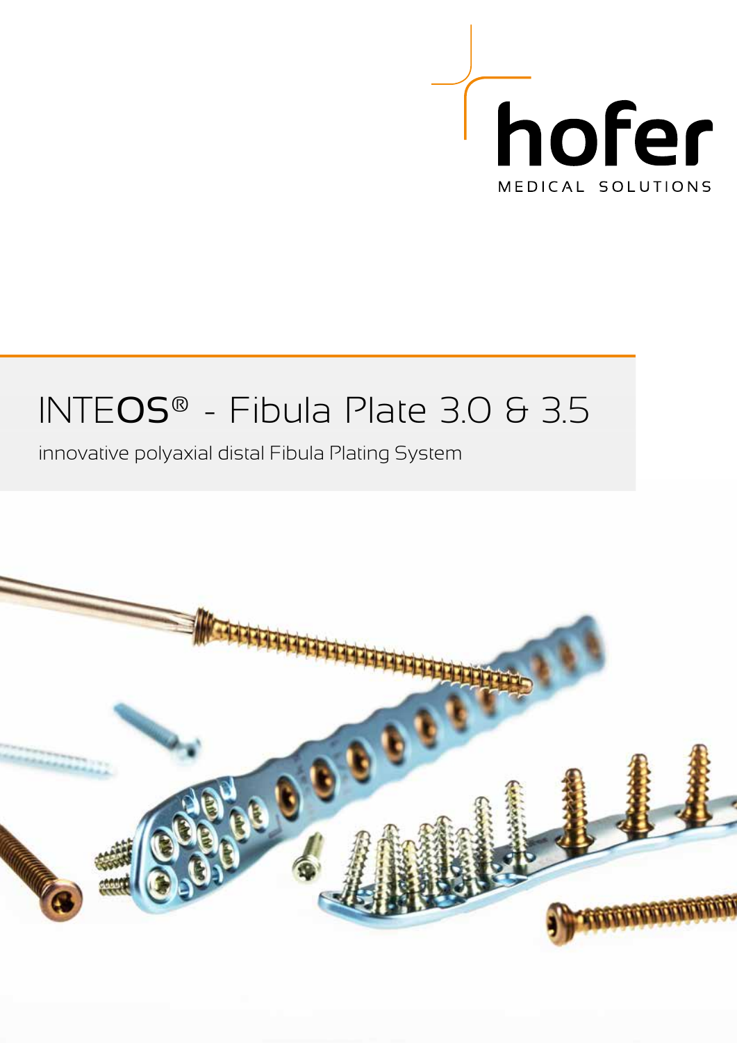hofer

MEDICAL SOLUTIONS

# INTEOS® - Fibula Plate 3.0 & 3.5

innovative polyaxial distal Fibula Plating System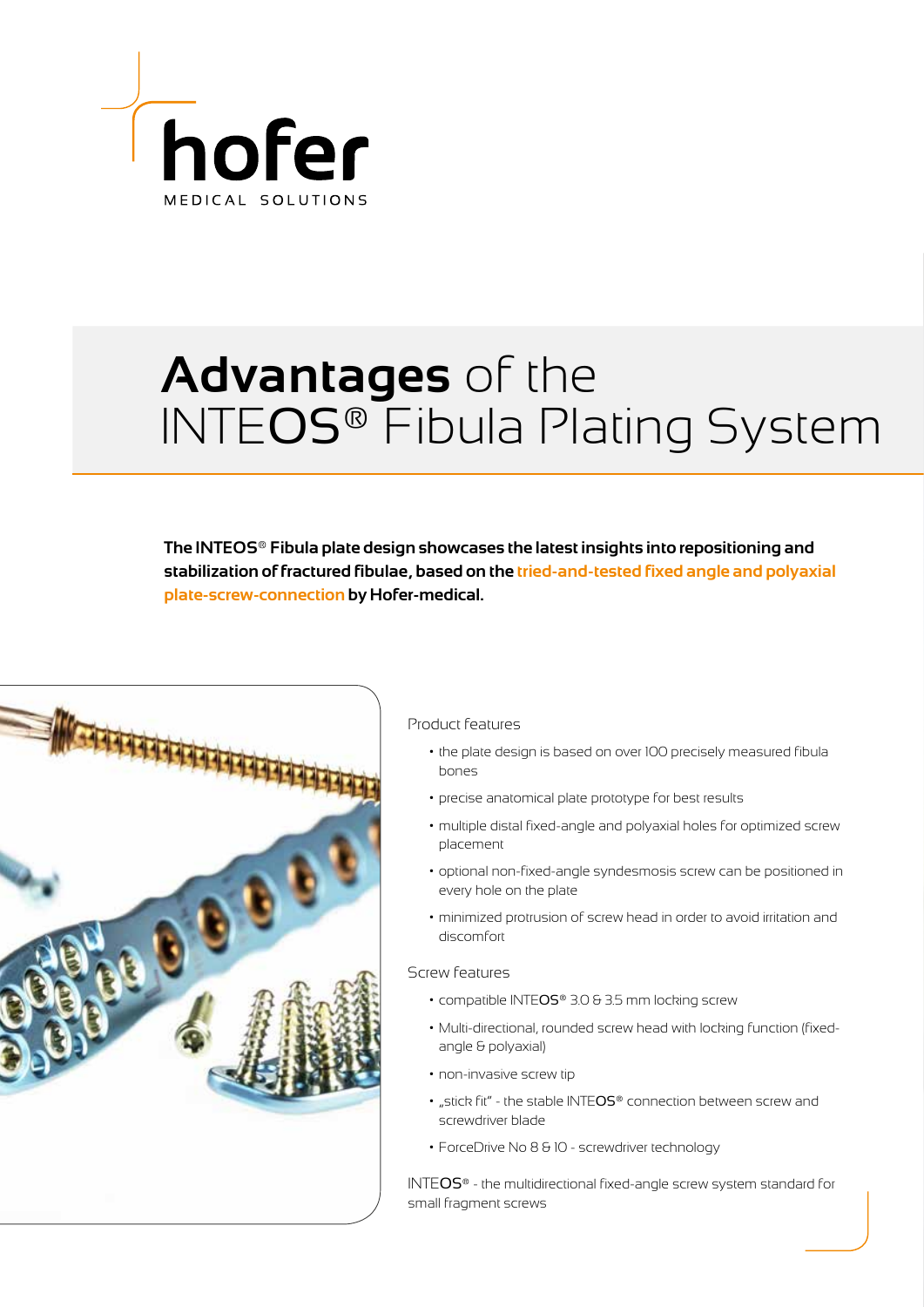hofer

MEDICAL SOLUTIONS

# **Advantages** of the INTEOS® Fibula Plating System

**The INTEOS® Fibula plate design showcases the latest insights into repositioning and stabilization of fractured fibulae, based on the tried-and-tested fixed angle and polyaxial plate-screw-connection by Hofer-medical.**

## Product features

- the plate design is based on over 100 precisely measured fibula bones
- precise anatomical plate prototype for best results
- multiple distal fixed-angle and polyaxial holes for optimized screw placement
- optional non-fixed-angle syndesmosis screw can be positioned in every hole on the plate
- minimized protrusion of screw head in order to avoid irritation and discomfort

## Screw features

- compatible INTEOS® 3.0 & 3.5 mm locking screw
- Multi-directional, rounded screw head with locking function (fixed-angle & polyaxial)
- non-invasive screw tip
- „stick fit" - the stable INTEOS® connection between screw and screwdriver blade
- ForceDrive No 8 & 10 - screwdriver technology

INTEOS® - the multidirectional fixed-angle screw system standard for small fragment screws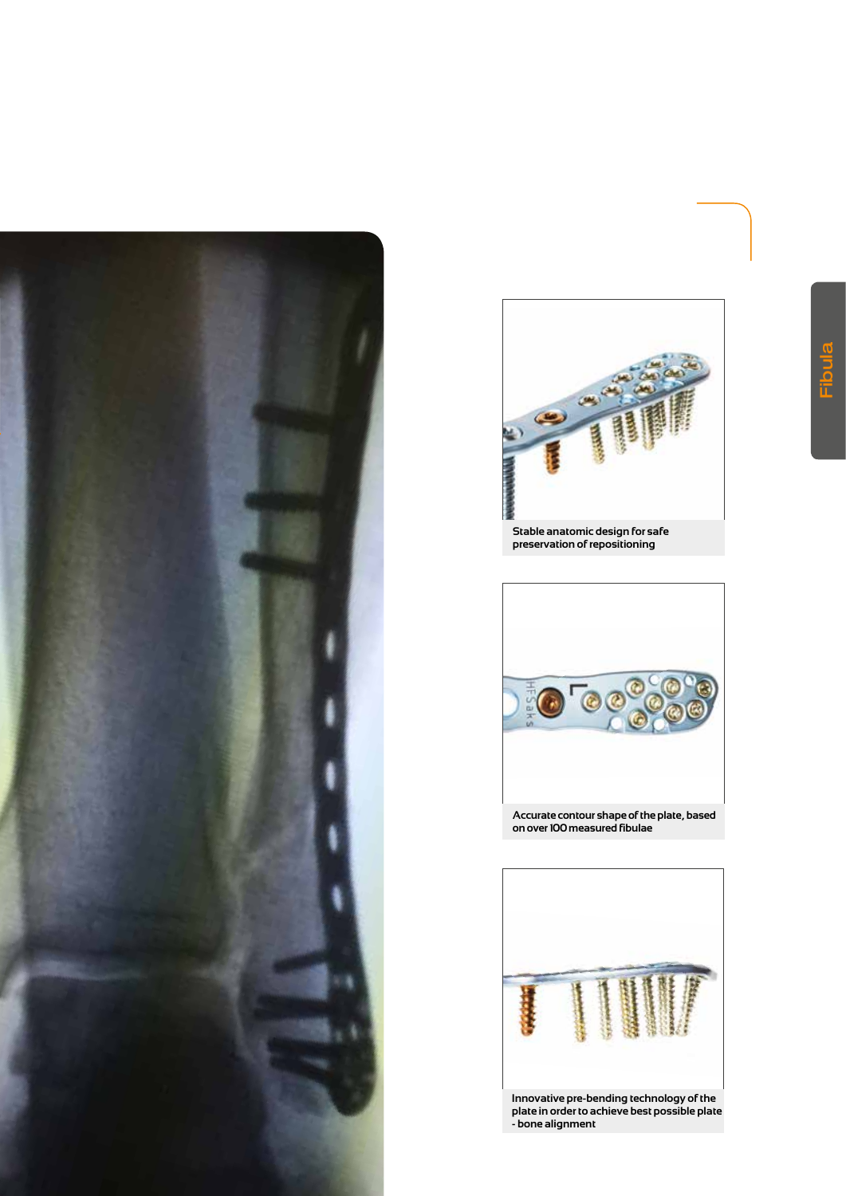Stable anatomic design for safe preservation of repositioning

Accurate contour shape of the plate, based on over 100 measured fibulae

Innovative pre-bending technology of the plate in order to achieve best possible plate - bone alignment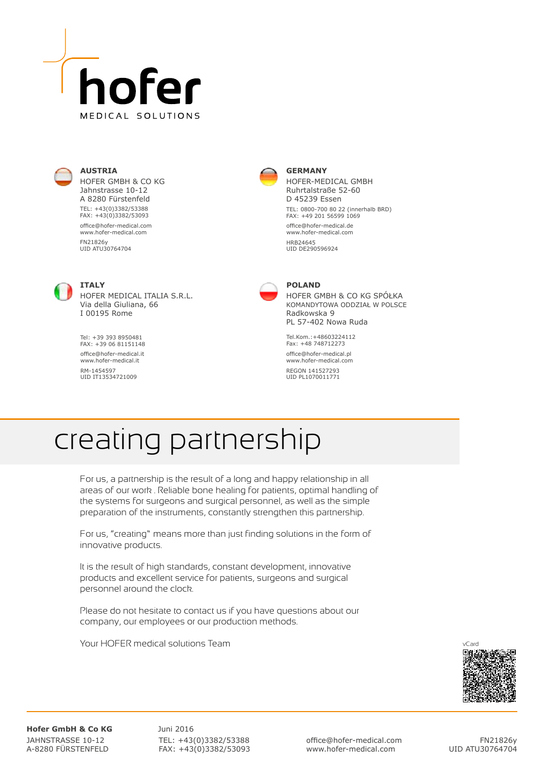hofer

MEDICAL SOLUTIONS

**AUSTRIA**
HOFER GMBH & CO KG
Jahnstrasse 10-12
A 8280 Fürstenfeld
TEL: +43(0)3382/53388
FAX: +43(0)3382/53093
office@hofer-medical.com
www.hofer-medical.com
FN21826y
UID ATU30764704

**GERMANY**
HOFER-MEDICAL GMBH
Ruhrtalstraße 52-60
D 45239 Essen
TEL: 0800-700 80 22 (innerhalb BRD)
FAX: +49 201 56599 1069
office@hofer-medical.de
www.hofer-medical.com
HRB24645
UID DE290596924

**ITALY**
HOFER MEDICAL ITALIA S.R.L.
Via della Giuliana, 66
I 00195 Rome
Tel: +39 393 8950481
FAX: +39 06 81151148
office@hofer-medical.it
www.hofer-medical.it
RM-1454597
UID IT13534721009

**POLAND**
HOFER GMBH & CO KG SPÓŁKA
KOMANDYTOWA ODDZIAŁ W POLSCE
Radkowska 9
PL 57-402 Nowa Ruda
Tel.Kom.:+48603224112
Fax: +48 748712273
office@hofer-medical.pl
www.hofer-medical.com
REGON 141527293
UID PL1070011771

# creating partnership

For us, a partnership is the result of a long and happy relationship in all areas of our work . Reliable bone healing for patients, optimal handling of the systems for surgeons and surgical personnel, as well as the simple preparation of the instruments, constantly strengthen this partnership.

For us, "creating" means more than just finding solutions in the form of innovative products.

It is the result of high standards, constant development, innovative products and excellent service for patients, surgeons and surgical personnel around the clock.

Please do not hesitate to contact us if you have questions about our company, our employees or our production methods.

Your HOFER medical solutions Team

vCard

**Hofer GmbH & Co KG**
JAHNSTRASSE 10-12
A-8280 FÜRSTENFELD

Juni 2016
TEL: +43(0)3382/53388
FAX: +43(0)3382/53093

office@hofer-medical.com
www.hofer-medical.com

FN21826y
UID ATU30764704